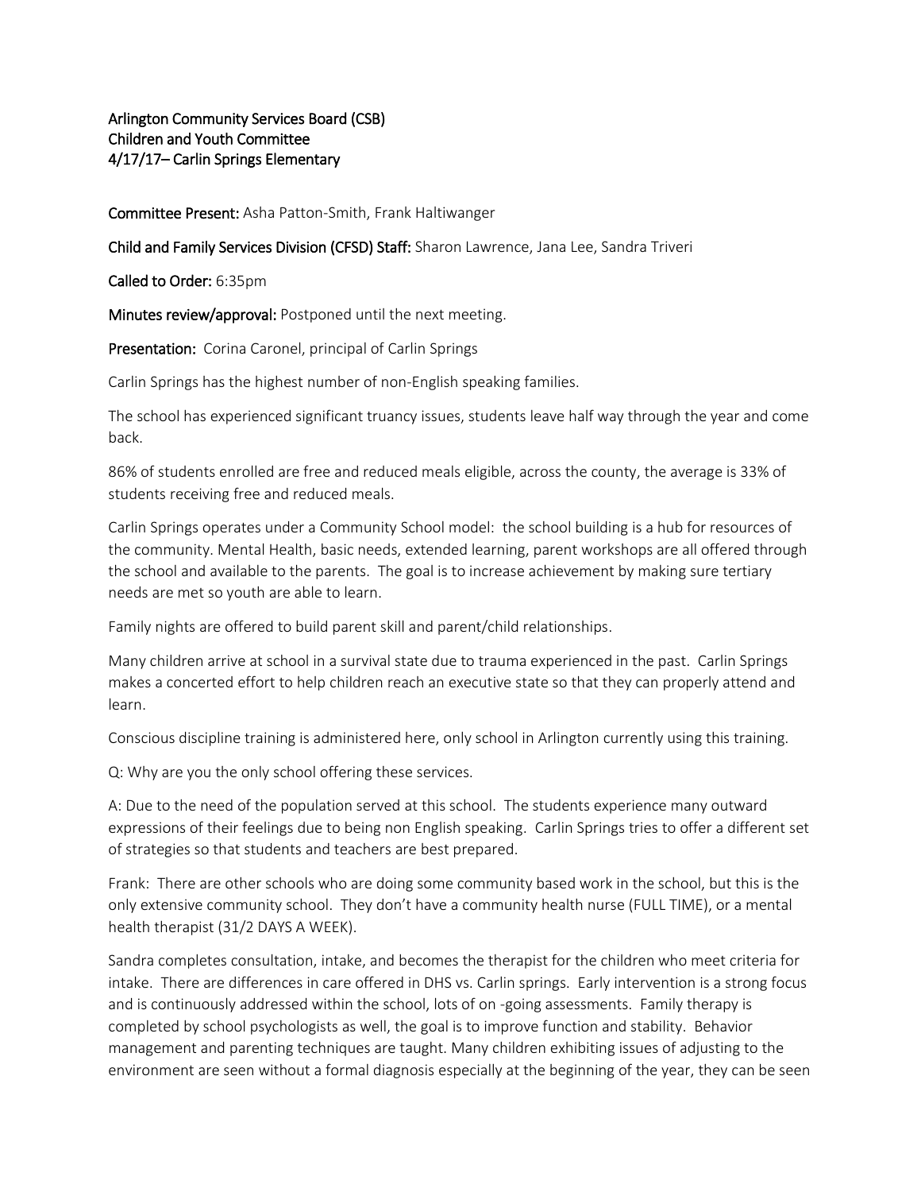Arlington Community Services Board (CSB)
Children and Youth Committee
4/17/17– Carlin Springs Elementary

**Committee Present:** Asha Patton-Smith, Frank Haltiwanger

**Child and Family Services Division (CFSD) Staff:** Sharon Lawrence, Jana Lee, Sandra Triveri

**Called to Order:** 6:35pm

**Minutes review/approval:** Postponed until the next meeting.

**Presentation:** Corina Caronel, principal of Carlin Springs

Carlin Springs has the highest number of non-English speaking families.

The school has experienced significant truancy issues, students leave half way through the year and come back.

86% of students enrolled are free and reduced meals eligible, across the county, the average is 33% of students receiving free and reduced meals.

Carlin Springs operates under a Community School model: the school building is a hub for resources of the community. Mental Health, basic needs, extended learning, parent workshops are all offered through the school and available to the parents. The goal is to increase achievement by making sure tertiary needs are met so youth are able to learn.

Family nights are offered to build parent skill and parent/child relationships.

Many children arrive at school in a survival state due to trauma experienced in the past. Carlin Springs makes a concerted effort to help children reach an executive state so that they can properly attend and learn.

Conscious discipline training is administered here, only school in Arlington currently using this training.

Q: Why are you the only school offering these services.

A: Due to the need of the population served at this school. The students experience many outward expressions of their feelings due to being non English speaking. Carlin Springs tries to offer a different set of strategies so that students and teachers are best prepared.

Frank: There are other schools who are doing some community based work in the school, but this is the only extensive community school. They don't have a community health nurse (FULL TIME), or a mental health therapist (31/2 DAYS A WEEK).

Sandra completes consultation, intake, and becomes the therapist for the children who meet criteria for intake. There are differences in care offered in DHS vs. Carlin springs. Early intervention is a strong focus and is continuously addressed within the school, lots of on -going assessments. Family therapy is completed by school psychologists as well, the goal is to improve function and stability. Behavior management and parenting techniques are taught. Many children exhibiting issues of adjusting to the environment are seen without a formal diagnosis especially at the beginning of the year, they can be seen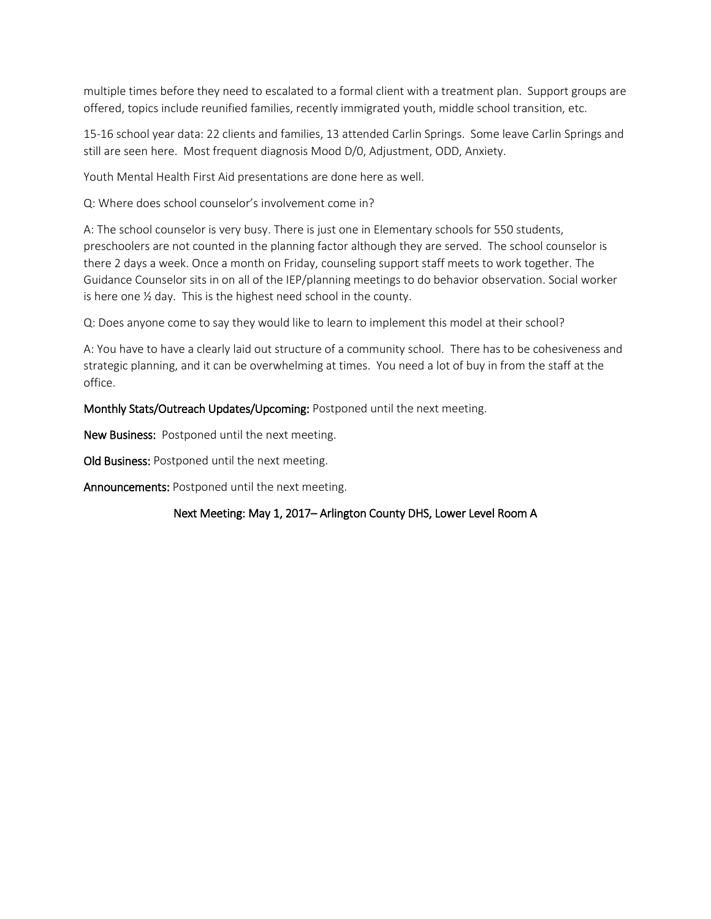multiple times before they need to escalated to a formal client with a treatment plan. Support groups are offered, topics include reunified families, recently immigrated youth, middle school transition, etc.

15-16 school year data: 22 clients and families, 13 attended Carlin Springs. Some leave Carlin Springs and still are seen here. Most frequent diagnosis Mood D/0, Adjustment, ODD, Anxiety.

Youth Mental Health First Aid presentations are done here as well.

Q: Where does school counselor's involvement come in?

A: The school counselor is very busy. There is just one in Elementary schools for 550 students, preschoolers are not counted in the planning factor although they are served. The school counselor is there 2 days a week. Once a month on Friday, counseling support staff meets to work together. The Guidance Counselor sits in on all of the IEP/planning meetings to do behavior observation. Social worker is here one ½ day. This is the highest need school in the county.

Q: Does anyone come to say they would like to learn to implement this model at their school?

A: You have to have a clearly laid out structure of a community school. There has to be cohesiveness and strategic planning, and it can be overwhelming at times. You need a lot of buy in from the staff at the office.

**Monthly Stats/Outreach Updates/Upcoming:** Postponed until the next meeting.

**New Business:** Postponed until the next meeting.

**Old Business:** Postponed until the next meeting.

**Announcements:** Postponed until the next meeting.

Next Meeting: May 1, 2017– Arlington County DHS, Lower Level Room A